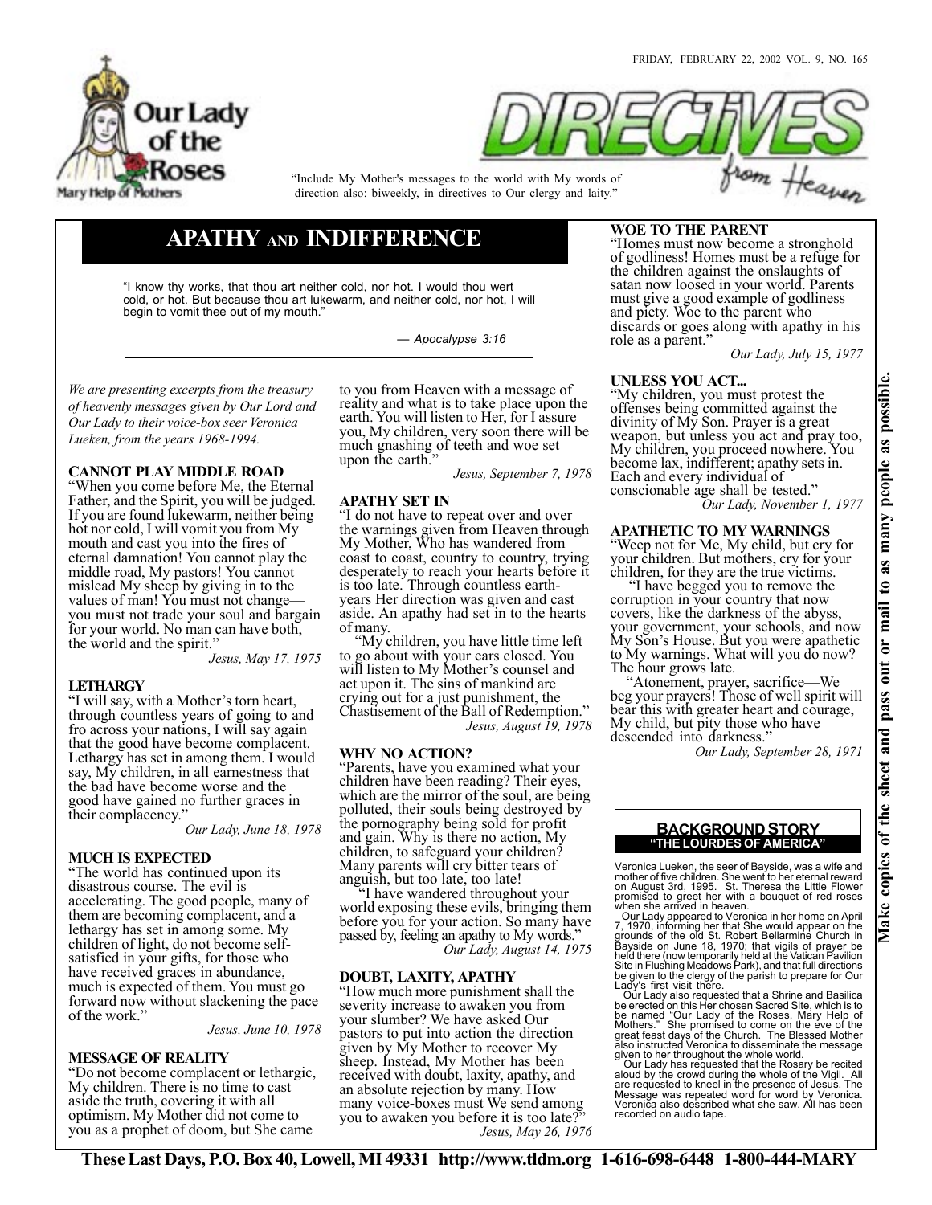FRIDAY, FEBRUARY 22, 2002 VOL. 9, NO. 165

Our Lady of the Roses
Mary Help of Mothers

# DIRECTIVES from Heaven

"Include My Mother's messages to the world with My words of direction also: biweekly, in directives to Our clergy and laity."

## APATHY AND INDIFFERENCE

"I know thy works, that thou art neither cold, nor hot. I would thou wert cold, or hot. But because thou art lukewarm, and neither cold, nor hot, I will begin to vomit thee out of my mouth."

— *Apocalypse 3:16*

*We are presenting excerpts from the treasury of heavenly messages given by Our Lord and Our Lady to their voice-box seer Veronica Lueken, from the years 1968-1994.*

### CANNOT PLAY MIDDLE ROAD

"When you come before Me, the Eternal Father, and the Spirit, you will be judged. If you are found lukewarm, neither being hot nor cold, I will vomit you from My mouth and cast you into the fires of eternal damnation! You cannot play the middle road, My pastors! You cannot mislead My sheep by giving in to the values of man! You must not change—you must not trade your soul and bargain for your world. No man can have both, the world and the spirit."

*Jesus, May 17, 1975*

### LETHARGY

"I will say, with a Mother's torn heart, through countless years of going to and fro across your nations, I will say again that the good have become complacent. Lethargy has set in among them. I would say, My children, in all earnestness that the bad have become worse and the good have gained no further graces in their complacency."

*Our Lady, June 18, 1978*

### MUCH IS EXPECTED

"The world has continued upon its disastrous course. The evil is accelerating. The good people, many of them are becoming complacent, and a lethargy has set in among some. My children of light, do not become self-satisfied in your gifts, for those who have received graces in abundance, much is expected of them. You must go forward now without slackening the pace of the work."

*Jesus, June 10, 1978*

### MESSAGE OF REALITY

"Do not become complacent or lethargic, My children. There is no time to cast aside the truth, covering it with all optimism. My Mother did not come to you as a prophet of doom, but She came to you from Heaven with a message of reality and what is to take place upon the earth. You will listen to Her, for I assure you, My children, very soon there will be much gnashing of teeth and woe set upon the earth."

*Jesus, September 7, 1978*

### APATHY SET IN

"I do not have to repeat over and over the warnings given from Heaven through My Mother, Who has wandered from coast to coast, country to country, trying desperately to reach your hearts before it is too late. Through countless earth-years Her direction was given and cast aside. An apathy had set in to the hearts of many.

"My children, you have little time left to go about with your ears closed. You will listen to My Mother's counsel and act upon it. The sins of mankind are crying out for a just punishment, the Chastisement of the Ball of Redemption."

*Jesus, August 19, 1978*

### WHY NO ACTION?

"Parents, have you examined what your children have been reading? Their eyes, which are the mirror of the soul, are being polluted, their souls being destroyed by the pornography being sold for profit and gain. Why is there no action, My children, to safeguard your children? Many parents will cry bitter tears of anguish, but too late, too late!

"I have wandered throughout your world exposing these evils, bringing them before you for your action. So many have passed by, feeling an apathy to My words."

*Our Lady, August 14, 1975*

### DOUBT, LAXITY, APATHY

"How much more punishment shall the severity increase to awaken you from your slumber? We have asked Our pastors to put into action the direction given by My Mother to recover My sheep. Instead, My Mother has been received with doubt, laxity, apathy, and an absolute rejection by many. How many voice-boxes must We send among you to awaken you before it is too late?"

*Jesus, May 26, 1976*

### WOE TO THE PARENT

"Homes must now become a stronghold of godliness! Homes must be a refuge for the children against the onslaughts of satan now loosed in your world. Parents must give a good example of godliness and piety. Woe to the parent who discards or goes along with apathy in his role as a parent."

*Our Lady, July 15, 1977*

### UNLESS YOU ACT...

"My children, you must protest the offenses being committed against the divinity of My Son. Prayer is a great weapon, but unless you act and pray too, My children, you proceed nowhere. You become lax, indifferent; apathy sets in. Each and every individual of conscionable age shall be tested."

*Our Lady, November 1, 1977*

### APATHETIC TO MY WARNINGS

"Weep not for Me, My child, but cry for your children. But mothers, cry for your children, for they are the true victims.

"I have begged you to remove the corruption in your country that now covers, like the darkness of the abyss, your government, your schools, and now My Son's House. But you were apathetic to My warnings. What will you do now? The hour grows late.

"Atonement, prayer, sacrifice—We beg your prayers! Those of well spirit will bear this with greater heart and courage, My child, but pity those who have descended into darkness."

*Our Lady, September 28, 1971*

### BACKGROUND STORY
**"THE LOURDES OF AMERICA"**

Veronica Lueken, the seer of Bayside, was a wife and mother of five children. She went to her eternal reward on August 3rd, 1995. St. Theresa the Little Flower promised to greet her with a bouquet of red roses when she arrived in heaven.

Our Lady appeared to Veronica in her home on April 7, 1970, informing her that She would appear on the grounds of the old St. Robert Bellarmine Church in Bayside on June 18, 1970; that vigils of prayer be held there (now temporarily held at the Vatican Pavilion Site in Flushing Meadows Park), and that full directions be given to the clergy of the parish to prepare for Our Lady's first visit there.

Our Lady also requested that a Shrine and Basilica be erected on this Her chosen Sacred Site, which is to be named "Our Lady of the Roses, Mary Help of Mothers." She promised to come on the eve of the great feast days of the Church. The Blessed Mother also instructed Veronica to disseminate the message given to her throughout the whole world.

Our Lady has requested that the Rosary be recited aloud by the crowd during the whole of the Vigil. All are requested to kneel in the presence of Jesus. The Message was repeated word for word by Veronica. Veronica also described what she saw. All has been recorded on audio tape.

**Make copies of the sheet and pass out or mail to as many people as possible.**

**These Last Days, P.O. Box 40, Lowell, MI 49331 http://www.tldm.org 1-616-698-6448 1-800-444-MARY**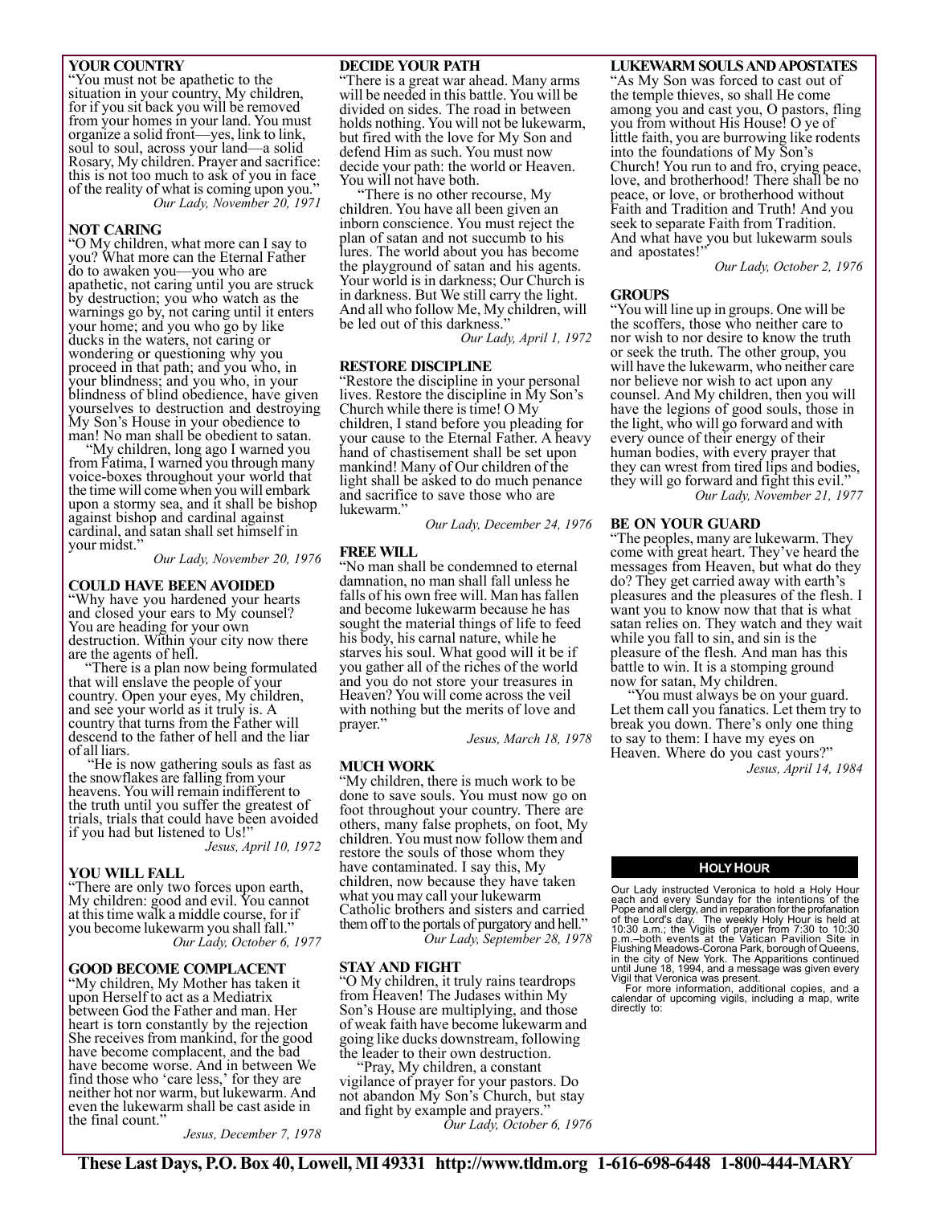### YOUR COUNTRY

"You must not be apathetic to the situation in your country, My children, for if you sit back you will be removed from your homes in your land. You must organize a solid front—yes, link to link, soul to soul, across your land—a solid Rosary, My children. Prayer and sacrifice: this is not too much to ask of you in face of the reality of what is coming upon you."

*Our Lady, November 20, 1971*

### NOT CARING

"O My children, what more can I say to you? What more can the Eternal Father do to awaken you—you who are apathetic, not caring until you are struck by destruction; you who watch as the warnings go by, not caring until it enters your home; and you who go by like ducks in the waters, not caring or wondering or questioning why you proceed in that path; and you who, in your blindness; and you who, in your blindness of blind obedience, have given yourselves to destruction and destroying My Son's House in your obedience to man! No man shall be obedient to satan.

"My children, long ago I warned you from Fatima, I warned you through many voice-boxes throughout your world that the time will come when you will embark upon a stormy sea, and it shall be bishop against bishop and cardinal against cardinal, and satan shall set himself in your midst."

*Our Lady, November 20, 1976*

### COULD HAVE BEEN AVOIDED

"Why have you hardened your hearts and closed your ears to My counsel? You are heading for your own destruction. Within your city now there are the agents of hell.

"There is a plan now being formulated that will enslave the people of your country. Open your eyes, My children, and see your world as it truly is. A country that turns from the Father will descend to the father of hell and the liar of all liars.

"He is now gathering souls as fast as the snowflakes are falling from your heavens. You will remain indifferent to the truth until you suffer the greatest of trials, trials that could have been avoided if you had but listened to Us!"

*Jesus, April 10, 1972*

### YOU WILL FALL

"There are only two forces upon earth, My children: good and evil. You cannot at this time walk a middle course, for if you become lukewarm you shall fall."

*Our Lady, October 6, 1977*

### GOOD BECOME COMPLACENT

"My children, My Mother has taken it upon Herself to act as a Mediatrix between God the Father and man. Her heart is torn constantly by the rejection She receives from mankind, for the good have become complacent, and the bad have become worse. And in between We find those who 'care less,' for they are neither hot nor warm, but lukewarm. And even the lukewarm shall be cast aside in the final count."

*Jesus, December 7, 1978*

### DECIDE YOUR PATH

"There is a great war ahead. Many arms will be needed in this battle. You will be divided on sides. The road in between holds nothing. You will not be lukewarm, but fired with the love for My Son and defend Him as such. You must now decide your path: the world or Heaven. You will not have both.

"There is no other recourse, My children. You have all been given an inborn conscience. You must reject the plan of satan and not succumb to his lures. The world about you has become the playground of satan and his agents. Your world is in darkness; Our Church is in darkness. But We still carry the light. And all who follow Me, My children, will be led out of this darkness."

*Our Lady, April 1, 1972*

### RESTORE DISCIPLINE

"Restore the discipline in your personal lives. Restore the discipline in My Son's Church while there is time! O My children, I stand before you pleading for your cause to the Eternal Father. A heavy hand of chastisement shall be set upon mankind! Many of Our children of the light shall be asked to do much penance and sacrifice to save those who are lukewarm."

*Our Lady, December 24, 1976*

### FREE WILL

"No man shall be condemned to eternal damnation, no man shall fall unless he falls of his own free will. Man has fallen and become lukewarm because he has sought the material things of life to feed his body, his carnal nature, while he starves his soul. What good will it be if you gather all of the riches of the world and you do not store your treasures in Heaven? You will come across the veil with nothing but the merits of love and prayer."

*Jesus, March 18, 1978*

### MUCH WORK

"My children, there is much work to be done to save souls. You must now go on foot throughout your country. There are others, many false prophets, on foot, My children. You must now follow them and restore the souls of those whom they have contaminated. I say this, My children, now because they have taken what you may call your lukewarm Catholic brothers and sisters and carried them off to the portals of purgatory and hell."

*Our Lady, September 28, 1978*

### STAY AND FIGHT

"O My children, it truly rains teardrops from Heaven! The Judases within My Son's House are multiplying, and those of weak faith have become lukewarm and going like ducks downstream, following the leader to their own destruction.

"Pray, My children, a constant vigilance of prayer for your pastors. Do not abandon My Son's Church, but stay and fight by example and prayers."

*Our Lady, October 6, 1976*

### LUKEWARM SOULS AND APOSTATES

"As My Son was forced to cast out of the temple thieves, so shall He come among you and cast you, O pastors, fling you from without His House! O ye of little faith, you are burrowing like rodents into the foundations of My Son's Church! You run to and fro, crying peace, love, and brotherhood! There shall be no peace, or love, or brotherhood without Faith and Tradition and Truth! And you seek to separate Faith from Tradition. And what have you but lukewarm souls and apostates!"

*Our Lady, October 2, 1976*

### GROUPS

"You will line up in groups. One will be the scoffers, those who neither care to nor wish to nor desire to know the truth or seek the truth. The other group, you will have the lukewarm, who neither care nor believe nor wish to act upon any counsel. And My children, then you will have the legions of good souls, those in the light, who will go forward and with every ounce of their energy of their human bodies, with every prayer that they can wrest from tired lips and bodies, they will go forward and fight this evil."

*Our Lady, November 21, 1977*

### BE ON YOUR GUARD

"The peoples, many are lukewarm. They come with great heart. They've heard the messages from Heaven, but what do they do? They get carried away with earth's pleasures and the pleasures of the flesh. I want you to know now that that is what satan relies on. They watch and they wait while you fall to sin, and sin is the pleasure of the flesh. And man has this battle to win. It is a stomping ground now for satan, My children.

"You must always be on your guard. Let them call you fanatics. Let them try to break you down. There's only one thing to say to them: I have my eyes on Heaven. Where do you cast yours?"

*Jesus, April 14, 1984*

### HOLY HOUR

Our Lady instructed Veronica to hold a Holy Hour each and every Sunday for the intentions of the Pope and all clergy, and in reparation for the profanation of the Lord's day. The weekly Holy Hour is held at 10:30 a.m.; the Vigils of prayer from 7:30 to 10:30 p.m.–both events at the Vatican Pavilion Site in Flushing Meadows-Corona Park, borough of Queens, in the city of New York. The Apparitions continued until June 18, 1994, and a message was given every Vigil that Veronica was present.

For more information, additional copies, and a calendar of upcoming vigils, including a map, write directly to:

**These Last Days, P.O. Box 40, Lowell, MI 49331 http://www.tldm.org 1-616-698-6448 1-800-444-MARY**